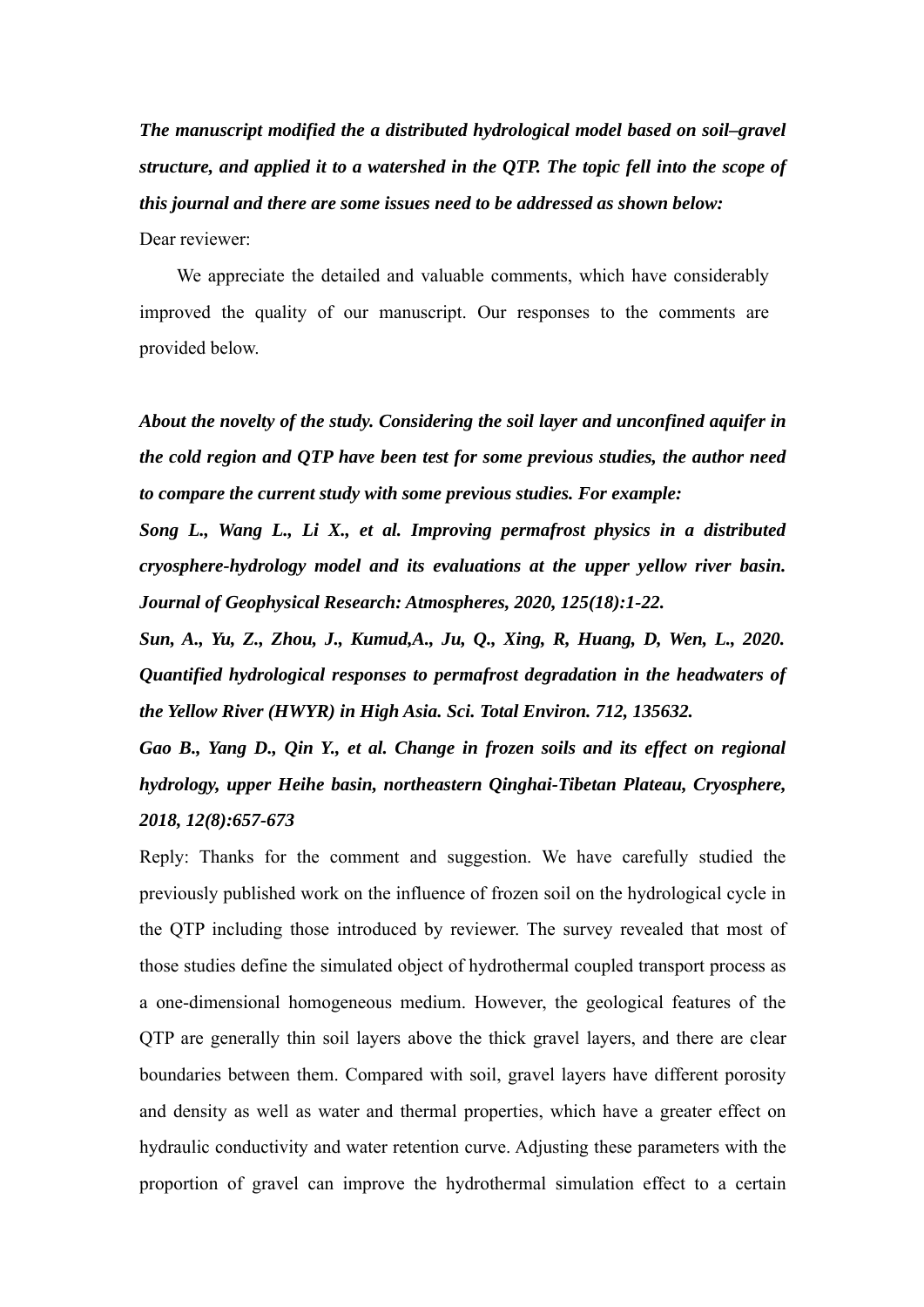***The manuscript modified the a distributed hydrological model based on soil–gravel structure, and applied it to a watershed in the QTP. The topic fell into the scope of this journal and there are some issues need to be addressed as shown below:***

Dear reviewer:

We appreciate the detailed and valuable comments, which have considerably improved the quality of our manuscript. Our responses to the comments are provided below.

***About the novelty of the study. Considering the soil layer and unconfined aquifer in the cold region and QTP have been test for some previous studies, the author need to compare the current study with some previous studies. For example:***

***Song L., Wang L., Li X., et al. Improving permafrost physics in a distributed cryosphere-hydrology model and its evaluations at the upper yellow river basin. Journal of Geophysical Research: Atmospheres, 2020, 125(18):1-22.***

***Sun, A., Yu, Z., Zhou, J., Kumud,A., Ju, Q., Xing, R, Huang, D, Wen, L., 2020. Quantified hydrological responses to permafrost degradation in the headwaters of the Yellow River (HWYR) in High Asia. Sci. Total Environ. 712, 135632.***

***Gao B., Yang D., Qin Y., et al. Change in frozen soils and its effect on regional hydrology, upper Heihe basin, northeastern Qinghai-Tibetan Plateau, Cryosphere, 2018, 12(8):657-673***

Reply: Thanks for the comment and suggestion. We have carefully studied the previously published work on the influence of frozen soil on the hydrological cycle in the QTP including those introduced by reviewer. The survey revealed that most of those studies define the simulated object of hydrothermal coupled transport process as a one-dimensional homogeneous medium. However, the geological features of the QTP are generally thin soil layers above the thick gravel layers, and there are clear boundaries between them. Compared with soil, gravel layers have different porosity and density as well as water and thermal properties, which have a greater effect on hydraulic conductivity and water retention curve. Adjusting these parameters with the proportion of gravel can improve the hydrothermal simulation effect to a certain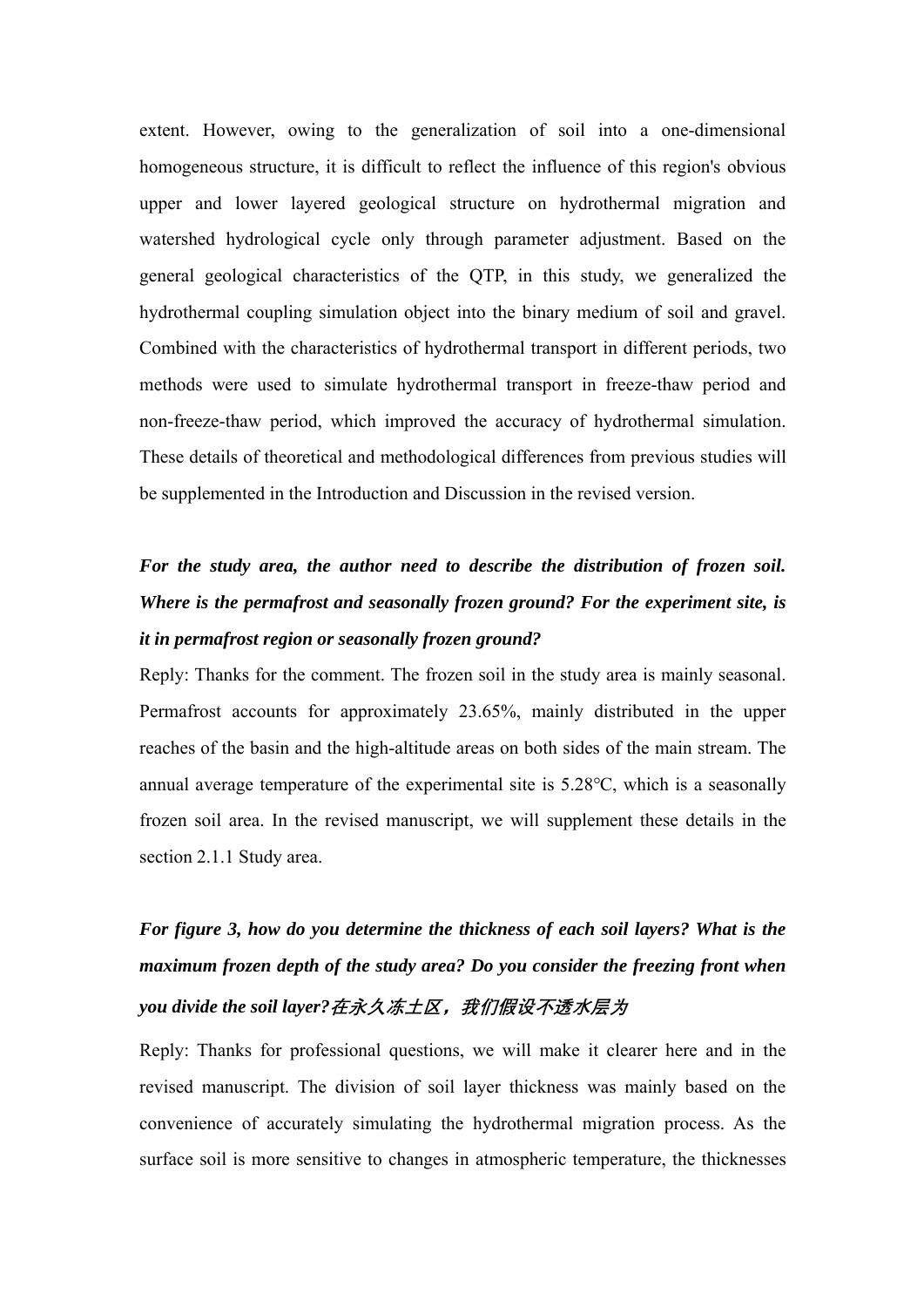extent. However, owing to the generalization of soil into a one-dimensional homogeneous structure, it is difficult to reflect the influence of this region's obvious upper and lower layered geological structure on hydrothermal migration and watershed hydrological cycle only through parameter adjustment. Based on the general geological characteristics of the QTP, in this study, we generalized the hydrothermal coupling simulation object into the binary medium of soil and gravel. Combined with the characteristics of hydrothermal transport in different periods, two methods were used to simulate hydrothermal transport in freeze-thaw period and non-freeze-thaw period, which improved the accuracy of hydrothermal simulation. These details of theoretical and methodological differences from previous studies will be supplemented in the Introduction and Discussion in the revised version.

***For the study area, the author need to describe the distribution of frozen soil. Where is the permafrost and seasonally frozen ground? For the experiment site, is it in permafrost region or seasonally frozen ground?***

Reply: Thanks for the comment. The frozen soil in the study area is mainly seasonal. Permafrost accounts for approximately 23.65%, mainly distributed in the upper reaches of the basin and the high-altitude areas on both sides of the main stream. The annual average temperature of the experimental site is 5.28°C, which is a seasonally frozen soil area. In the revised manuscript, we will supplement these details in the section 2.1.1 Study area.

***For figure 3, how do you determine the thickness of each soil layers? What is the maximum frozen depth of the study area? Do you consider the freezing front when you divide the soil layer?在永久冻土区，我们假设不透水层为***

Reply: Thanks for professional questions, we will make it clearer here and in the revised manuscript. The division of soil layer thickness was mainly based on the convenience of accurately simulating the hydrothermal migration process. As the surface soil is more sensitive to changes in atmospheric temperature, the thicknesses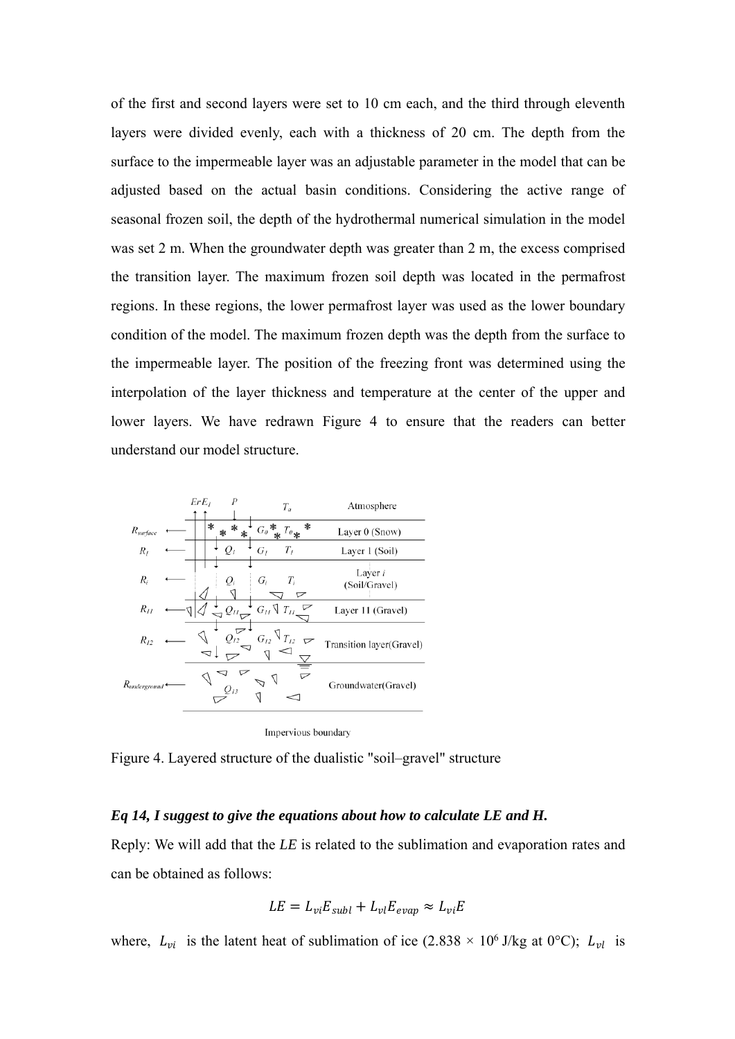of the first and second layers were set to 10 cm each, and the third through eleventh layers were divided evenly, each with a thickness of 20 cm. The depth from the surface to the impermeable layer was an adjustable parameter in the model that can be adjusted based on the actual basin conditions. Considering the active range of seasonal frozen soil, the depth of the hydrothermal numerical simulation in the model was set 2 m. When the groundwater depth was greater than 2 m, the excess comprised the transition layer. The maximum frozen soil depth was located in the permafrost regions. In these regions, the lower permafrost layer was used as the lower boundary condition of the model. The maximum frozen depth was the depth from the surface to the impermeable layer. The position of the freezing front was determined using the interpolation of the layer thickness and temperature at the center of the upper and lower layers. We have redrawn Figure 4 to ensure that the readers can better understand our model structure.

Figure 4. Layered structure of the dualistic "soil–gravel" structure

***Eq 14, I suggest to give the equations about how to calculate LE and H.***

Reply: We will add that the *LE* is related to the sublimation and evaporation rates and can be obtained as follows:

$$LE = L_{vi}E_{subl} + L_{vl}E_{evap} \approx L_{vi}E$$

where, $L_{vi}$ is the latent heat of sublimation of ice ($2.838 \times 10^6$ J/kg at 0°C); $L_{vl}$ is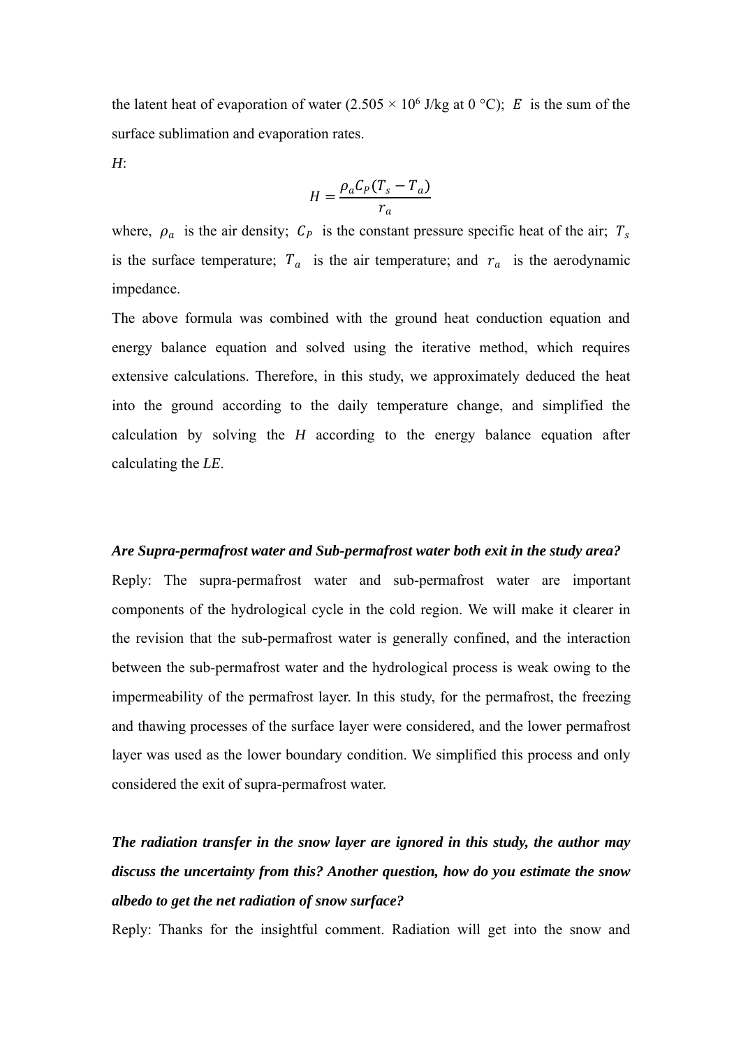the latent heat of evaporation of water ($2.505 \times 10^6$ J/kg at 0 °C); $E$ is the sum of the surface sublimation and evaporation rates.

*H*:

$$H = \frac{\rho_a C_P (T_s - T_a)}{r_a}$$

where, $\rho_a$ is the air density; $C_P$ is the constant pressure specific heat of the air; $T_s$ is the surface temperature; $T_a$ is the air temperature; and $r_a$ is the aerodynamic impedance.

The above formula was combined with the ground heat conduction equation and energy balance equation and solved using the iterative method, which requires extensive calculations. Therefore, in this study, we approximately deduced the heat into the ground according to the daily temperature change, and simplified the calculation by solving the *H* according to the energy balance equation after calculating the *LE*.

***Are Supra-permafrost water and Sub-permafrost water both exit in the study area?***

Reply: The supra-permafrost water and sub-permafrost water are important components of the hydrological cycle in the cold region. We will make it clearer in the revision that the sub-permafrost water is generally confined, and the interaction between the sub-permafrost water and the hydrological process is weak owing to the impermeability of the permafrost layer. In this study, for the permafrost, the freezing and thawing processes of the surface layer were considered, and the lower permafrost layer was used as the lower boundary condition. We simplified this process and only considered the exit of supra-permafrost water.

***The radiation transfer in the snow layer are ignored in this study, the author may discuss the uncertainty from this? Another question, how do you estimate the snow albedo to get the net radiation of snow surface?***

Reply: Thanks for the insightful comment. Radiation will get into the snow and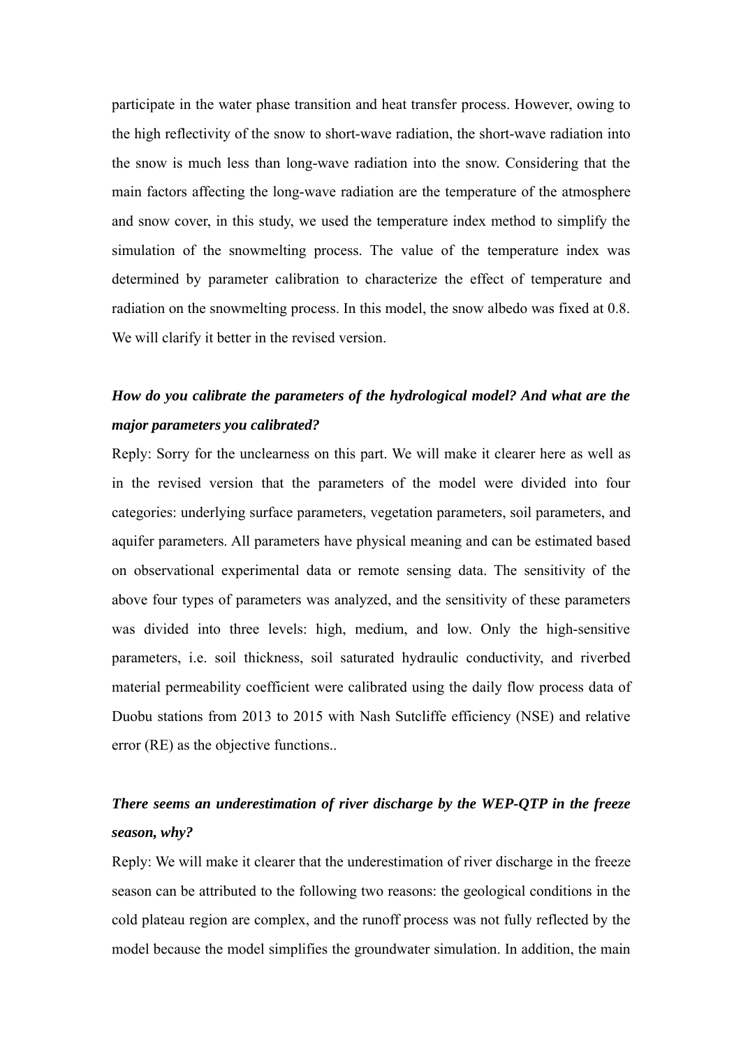participate in the water phase transition and heat transfer process. However, owing to the high reflectivity of the snow to short-wave radiation, the short-wave radiation into the snow is much less than long-wave radiation into the snow. Considering that the main factors affecting the long-wave radiation are the temperature of the atmosphere and snow cover, in this study, we used the temperature index method to simplify the simulation of the snowmelting process. The value of the temperature index was determined by parameter calibration to characterize the effect of temperature and radiation on the snowmelting process. In this model, the snow albedo was fixed at 0.8. We will clarify it better in the revised version.

***How do you calibrate the parameters of the hydrological model? And what are the major parameters you calibrated?***

Reply: Sorry for the unclearness on this part. We will make it clearer here as well as in the revised version that the parameters of the model were divided into four categories: underlying surface parameters, vegetation parameters, soil parameters, and aquifer parameters. All parameters have physical meaning and can be estimated based on observational experimental data or remote sensing data. The sensitivity of the above four types of parameters was analyzed, and the sensitivity of these parameters was divided into three levels: high, medium, and low. Only the high-sensitive parameters, i.e. soil thickness, soil saturated hydraulic conductivity, and riverbed material permeability coefficient were calibrated using the daily flow process data of Duobu stations from 2013 to 2015 with Nash Sutcliffe efficiency (NSE) and relative error (RE) as the objective functions..

***There seems an underestimation of river discharge by the WEP-QTP in the freeze season, why?***

Reply: We will make it clearer that the underestimation of river discharge in the freeze season can be attributed to the following two reasons: the geological conditions in the cold plateau region are complex, and the runoff process was not fully reflected by the model because the model simplifies the groundwater simulation. In addition, the main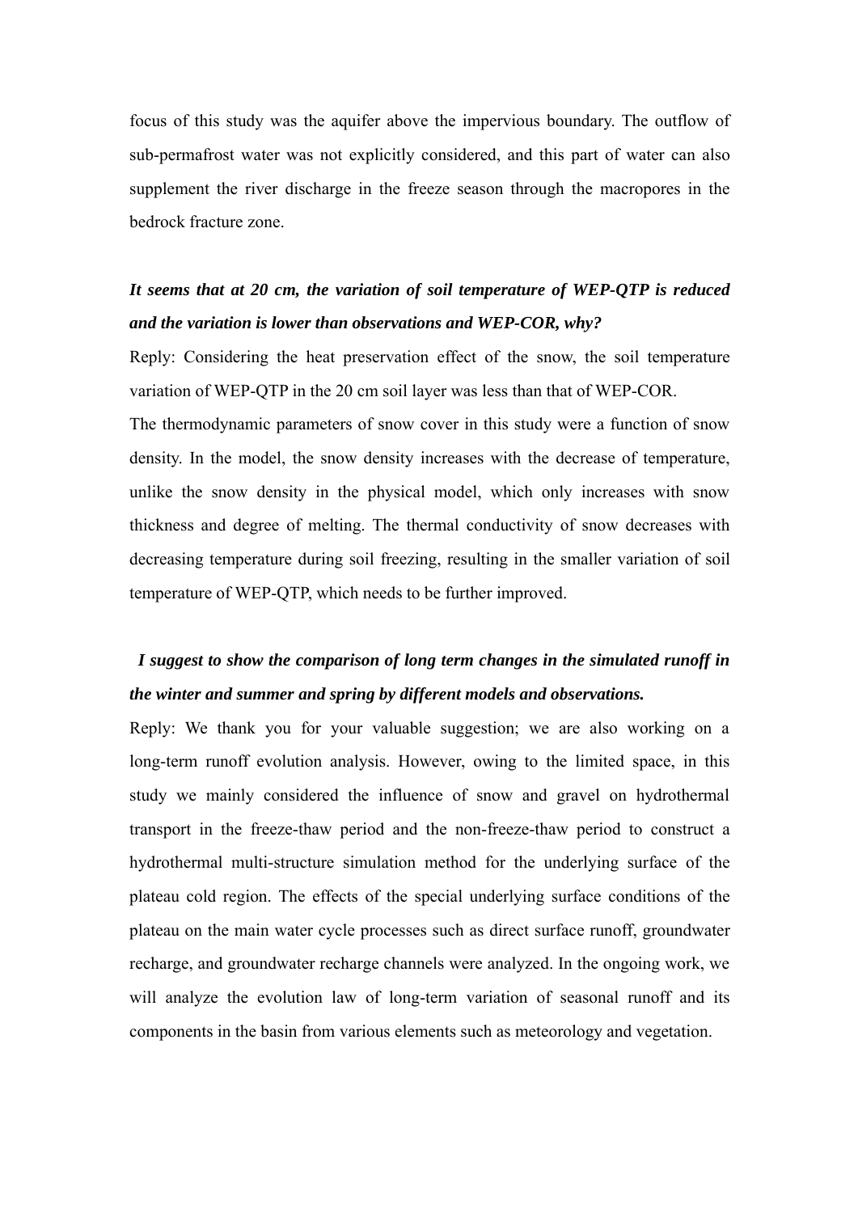focus of this study was the aquifer above the impervious boundary. The outflow of sub-permafrost water was not explicitly considered, and this part of water can also supplement the river discharge in the freeze season through the macropores in the bedrock fracture zone.

***It seems that at 20 cm, the variation of soil temperature of WEP-QTP is reduced and the variation is lower than observations and WEP-COR, why?***

Reply: Considering the heat preservation effect of the snow, the soil temperature variation of WEP-QTP in the 20 cm soil layer was less than that of WEP-COR.

The thermodynamic parameters of snow cover in this study were a function of snow density. In the model, the snow density increases with the decrease of temperature, unlike the snow density in the physical model, which only increases with snow thickness and degree of melting. The thermal conductivity of snow decreases with decreasing temperature during soil freezing, resulting in the smaller variation of soil temperature of WEP-QTP, which needs to be further improved.

***I suggest to show the comparison of long term changes in the simulated runoff in the winter and summer and spring by different models and observations.***

Reply: We thank you for your valuable suggestion; we are also working on a long-term runoff evolution analysis. However, owing to the limited space, in this study we mainly considered the influence of snow and gravel on hydrothermal transport in the freeze-thaw period and the non-freeze-thaw period to construct a hydrothermal multi-structure simulation method for the underlying surface of the plateau cold region. The effects of the special underlying surface conditions of the plateau on the main water cycle processes such as direct surface runoff, groundwater recharge, and groundwater recharge channels were analyzed. In the ongoing work, we will analyze the evolution law of long-term variation of seasonal runoff and its components in the basin from various elements such as meteorology and vegetation.